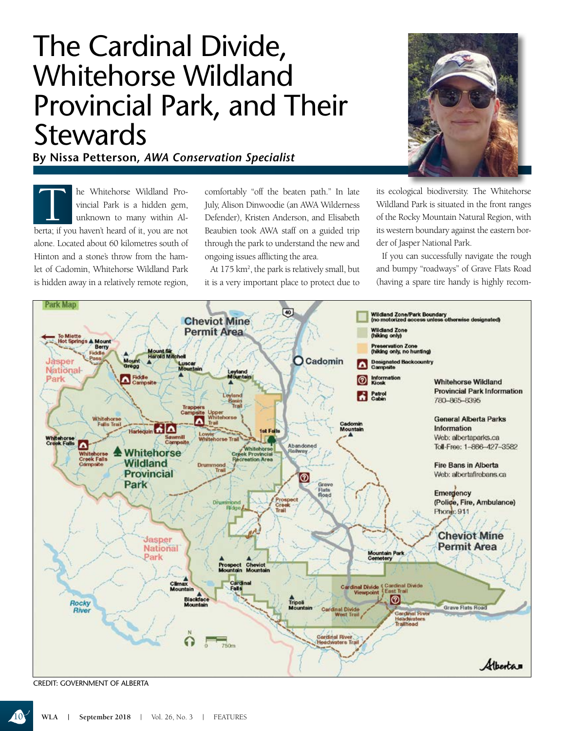# The Cardinal Divide, Whitehorse Wildland Provincial Park, and Their Stewards

**By Nissa Petterson, *AWA Conservation Specialist***

The Whitehorse Wildland Provincial Park is a hidden gem, unknown to many within Alberta; if you haven't heard of it, you are not alone. Located about 60 kilometres south of Hinton and a stone's throw from the hamlet of Cadomin, Whitehorse Wildland Park is hidden away in a relatively remote region, comfortably "off the beaten path." In late July, Alison Dinwoodie (an AWA Wilderness Defender), Kristen Anderson, and Elisabeth Beaubien took AWA staff on a guided trip through the park to understand the new and ongoing issues afflicting the area.

At 175 km², the park is relatively small, but it is a very important place to protect due to its ecological biodiversity. The Whitehorse Wildland Park is situated in the front ranges of the Rocky Mountain Natural Region, with its western boundary against the eastern border of Jasper National Park.

If you can successfully navigate the rough and bumpy "roadways" of Grave Flats Road (having a spare tire handy is highly recom-

CREDIT: GOVERNMENT OF ALBERTA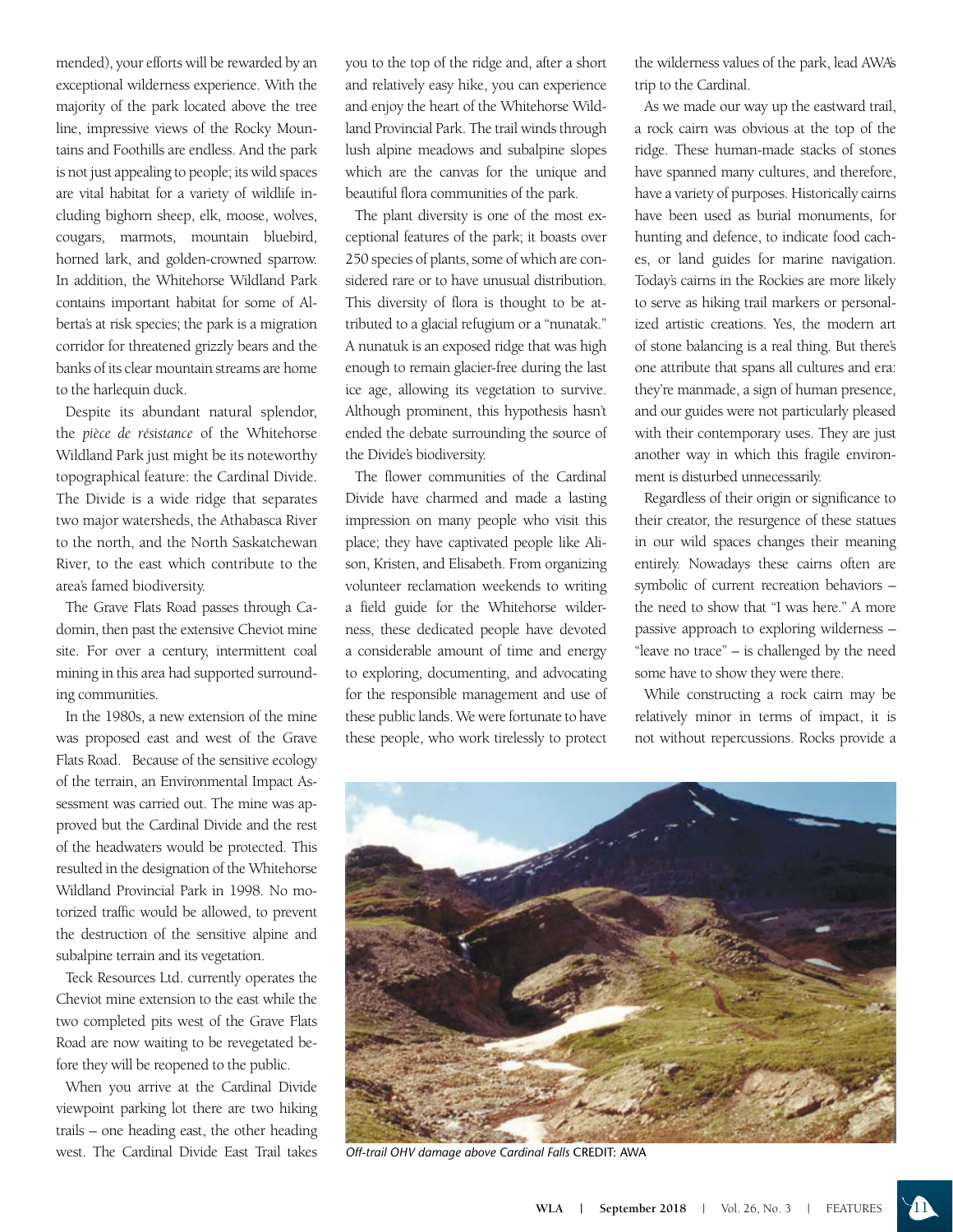mended), your efforts will be rewarded by an exceptional wilderness experience. With the majority of the park located above the tree line, impressive views of the Rocky Mountains and Foothills are endless. And the park is not just appealing to people; its wild spaces are vital habitat for a variety of wildlife including bighorn sheep, elk, moose, wolves, cougars, marmots, mountain bluebird, horned lark, and golden-crowned sparrow. In addition, the Whitehorse Wildland Park contains important habitat for some of Alberta's at risk species; the park is a migration corridor for threatened grizzly bears and the banks of its clear mountain streams are home to the harlequin duck.

Despite its abundant natural splendor, the *pièce de résistance* of the Whitehorse Wildland Park just might be its noteworthy topographical feature: the Cardinal Divide. The Divide is a wide ridge that separates two major watersheds, the Athabasca River to the north, and the North Saskatchewan River, to the east which contribute to the area's famed biodiversity.

The Grave Flats Road passes through Cadomin, then past the extensive Cheviot mine site. For over a century, intermittent coal mining in this area had supported surrounding communities.

In the 1980s, a new extension of the mine was proposed east and west of the Grave Flats Road. Because of the sensitive ecology of the terrain, an Environmental Impact Assessment was carried out. The mine was approved but the Cardinal Divide and the rest of the headwaters would be protected. This resulted in the designation of the Whitehorse Wildland Provincial Park in 1998. No motorized traffic would be allowed, to prevent the destruction of the sensitive alpine and subalpine terrain and its vegetation.

Teck Resources Ltd. currently operates the Cheviot mine extension to the east while the two completed pits west of the Grave Flats Road are now waiting to be revegetated before they will be reopened to the public.

When you arrive at the Cardinal Divide viewpoint parking lot there are two hiking trails – one heading east, the other heading west. The Cardinal Divide East Trail takes you to the top of the ridge and, after a short and relatively easy hike, you can experience and enjoy the heart of the Whitehorse Wildland Provincial Park. The trail winds through lush alpine meadows and subalpine slopes which are the canvas for the unique and beautiful flora communities of the park.

The plant diversity is one of the most exceptional features of the park; it boasts over 250 species of plants, some of which are considered rare or to have unusual distribution. This diversity of flora is thought to be attributed to a glacial refugium or a "nunatak." A nunatuk is an exposed ridge that was high enough to remain glacier-free during the last ice age, allowing its vegetation to survive. Although prominent, this hypothesis hasn't ended the debate surrounding the source of the Divide's biodiversity.

The flower communities of the Cardinal Divide have charmed and made a lasting impression on many people who visit this place; they have captivated people like Alison, Kristen, and Elisabeth. From organizing volunteer reclamation weekends to writing a field guide for the Whitehorse wilderness, these dedicated people have devoted a considerable amount of time and energy to exploring, documenting, and advocating for the responsible management and use of these public lands. We were fortunate to have these people, who work tirelessly to protect the wilderness values of the park, lead AWA's trip to the Cardinal.

As we made our way up the eastward trail, a rock cairn was obvious at the top of the ridge. These human-made stacks of stones have spanned many cultures, and therefore, have a variety of purposes. Historically cairns have been used as burial monuments, for hunting and defence, to indicate food caches, or land guides for marine navigation. Today's cairns in the Rockies are more likely to serve as hiking trail markers or personalized artistic creations. Yes, the modern art of stone balancing is a real thing. But there's one attribute that spans all cultures and era: they're manmade, a sign of human presence, and our guides were not particularly pleased with their contemporary uses. They are just another way in which this fragile environment is disturbed unnecessarily.

Regardless of their origin or significance to their creator, the resurgence of these statues in our wild spaces changes their meaning entirely. Nowadays these cairns often are symbolic of current recreation behaviors – the need to show that "I was here." A more passive approach to exploring wilderness – "leave no trace" – is challenged by the need some have to show they were there.

While constructing a rock cairn may be relatively minor in terms of impact, it is not without repercussions. Rocks provide a

*Off-trail OHV damage above Cardinal Falls* CREDIT: AWA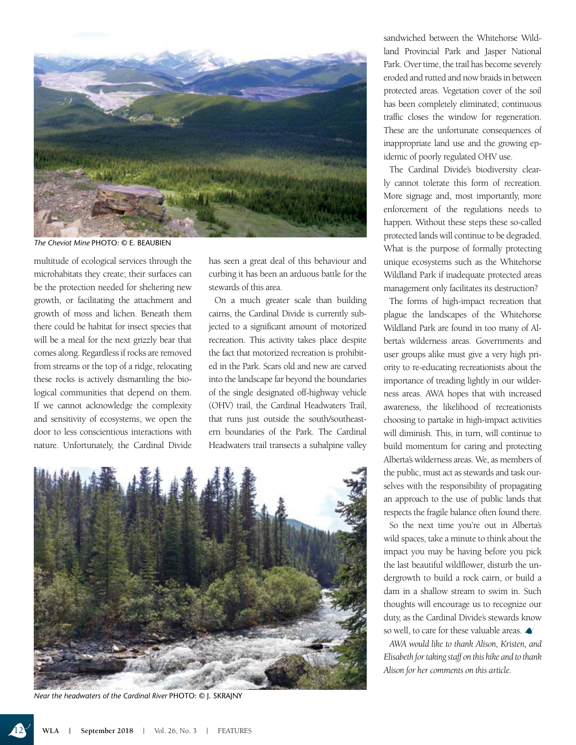*The Cheviot Mine* PHOTO: © E. BEAUBIEN

multitude of ecological services through the microhabitats they create; their surfaces can be the protection needed for sheltering new growth, or facilitating the attachment and growth of moss and lichen. Beneath them there could be habitat for insect species that will be a meal for the next grizzly bear that comes along. Regardless if rocks are removed from streams or the top of a ridge, relocating these rocks is actively dismantling the biological communities that depend on them. If we cannot acknowledge the complexity and sensitivity of ecosystems, we open the door to less conscientious interactions with nature. Unfortunately, the Cardinal Divide has seen a great deal of this behaviour and curbing it has been an arduous battle for the stewards of this area.

On a much greater scale than building cairns, the Cardinal Divide is currently subjected to a significant amount of motorized recreation. This activity takes place despite the fact that motorized recreation is prohibited in the Park. Scars old and new are carved into the landscape far beyond the boundaries of the single designated off-highway vehicle (OHV) trail, the Cardinal Headwaters Trail, that runs just outside the south/southeastern boundaries of the Park. The Cardinal Headwaters trail transects a subalpine valley sandwiched between the Whitehorse Wildland Provincial Park and Jasper National Park. Over time, the trail has become severely eroded and rutted and now braids in between protected areas. Vegetation cover of the soil has been completely eliminated; continuous traffic closes the window for regeneration. These are the unfortunate consequences of inappropriate land use and the growing epidemic of poorly regulated OHV use.

*Near the headwaters of the Cardinal River* PHOTO: © J. SKRAJNY

The Cardinal Divide's biodiversity clearly cannot tolerate this form of recreation. More signage and, most importantly, more enforcement of the regulations needs to happen. Without these steps these so-called protected lands will continue to be degraded. What is the purpose of formally protecting unique ecosystems such as the Whitehorse Wildland Park if inadequate protected areas management only facilitates its destruction?

The forms of high-impact recreation that plague the landscapes of the Whitehorse Wildland Park are found in too many of Alberta's wilderness areas. Governments and user groups alike must give a very high priority to re-educating recreationists about the importance of treading lightly in our wilderness areas. AWA hopes that with increased awareness, the likelihood of recreationists choosing to partake in high-impact activities will diminish. This, in turn, will continue to build momentum for caring and protecting Alberta's wilderness areas. We, as members of the public, must act as stewards and task ourselves with the responsibility of propagating an approach to the use of public lands that respects the fragile balance often found there.

So the next time you're out in Alberta's wild spaces, take a minute to think about the impact you may be having before you pick the last beautiful wildflower, disturb the undergrowth to build a rock cairn, or build a dam in a shallow stream to swim in. Such thoughts will encourage us to recognize our duty, as the Cardinal Divide's stewards know so well, to care for these valuable areas.

*AWA would like to thank Alison, Kristen, and Elisabeth for taking staff on this hike and to thank Alison for her comments on this article.*